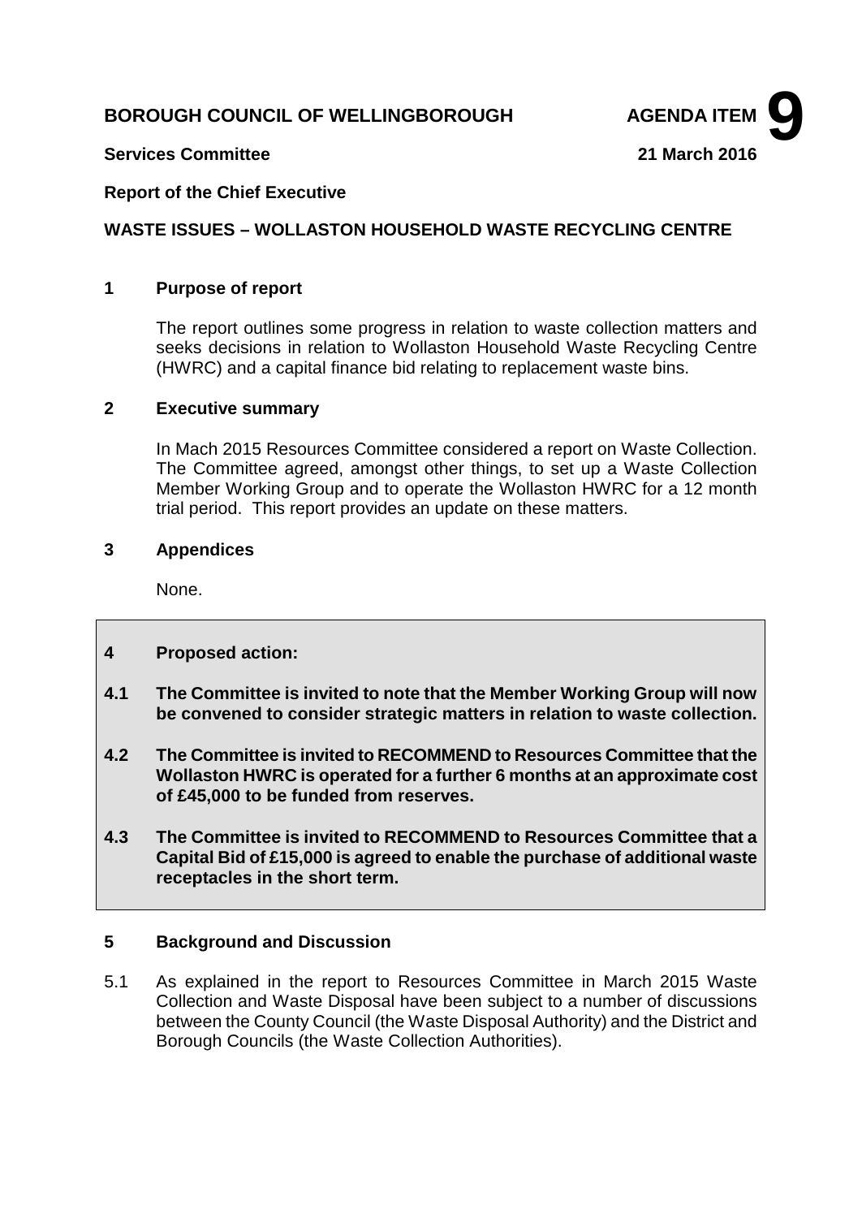**BOROUGH COUNCIL OF WELLINGBOROUGH** **AGENDA ITEM 9**

**Services Committee** **21 March 2016**

**Report of the Chief Executive**

**WASTE ISSUES – WOLLASTON HOUSEHOLD WASTE RECYCLING CENTRE**

## 1 Purpose of report

The report outlines some progress in relation to waste collection matters and seeks decisions in relation to Wollaston Household Waste Recycling Centre (HWRC) and a capital finance bid relating to replacement waste bins.

## 2 Executive summary

In Mach 2015 Resources Committee considered a report on Waste Collection. The Committee agreed, amongst other things, to set up a Waste Collection Member Working Group and to operate the Wollaston HWRC for a 12 month trial period. This report provides an update on these matters.

## 3 Appendices

None.

## 4 Proposed action:

**4.1 The Committee is invited to note that the Member Working Group will now be convened to consider strategic matters in relation to waste collection.**

**4.2 The Committee is invited to RECOMMEND to Resources Committee that the Wollaston HWRC is operated for a further 6 months at an approximate cost of £45,000 to be funded from reserves.**

**4.3 The Committee is invited to RECOMMEND to Resources Committee that a Capital Bid of £15,000 is agreed to enable the purchase of additional waste receptacles in the short term.**

## 5 Background and Discussion

5.1 As explained in the report to Resources Committee in March 2015 Waste Collection and Waste Disposal have been subject to a number of discussions between the County Council (the Waste Disposal Authority) and the District and Borough Councils (the Waste Collection Authorities).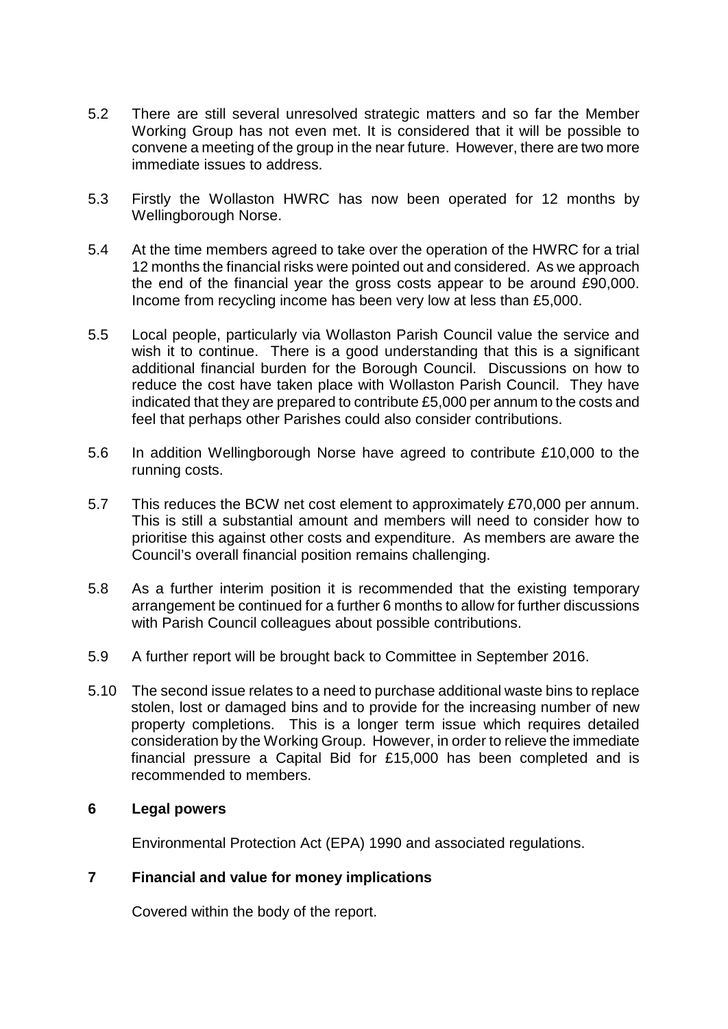5.2 There are still several unresolved strategic matters and so far the Member Working Group has not even met. It is considered that it will be possible to convene a meeting of the group in the near future. However, there are two more immediate issues to address.

5.3 Firstly the Wollaston HWRC has now been operated for 12 months by Wellingborough Norse.

5.4 At the time members agreed to take over the operation of the HWRC for a trial 12 months the financial risks were pointed out and considered. As we approach the end of the financial year the gross costs appear to be around £90,000. Income from recycling income has been very low at less than £5,000.

5.5 Local people, particularly via Wollaston Parish Council value the service and wish it to continue. There is a good understanding that this is a significant additional financial burden for the Borough Council. Discussions on how to reduce the cost have taken place with Wollaston Parish Council. They have indicated that they are prepared to contribute £5,000 per annum to the costs and feel that perhaps other Parishes could also consider contributions.

5.6 In addition Wellingborough Norse have agreed to contribute £10,000 to the running costs.

5.7 This reduces the BCW net cost element to approximately £70,000 per annum. This is still a substantial amount and members will need to consider how to prioritise this against other costs and expenditure. As members are aware the Council's overall financial position remains challenging.

5.8 As a further interim position it is recommended that the existing temporary arrangement be continued for a further 6 months to allow for further discussions with Parish Council colleagues about possible contributions.

5.9 A further report will be brought back to Committee in September 2016.

5.10 The second issue relates to a need to purchase additional waste bins to replace stolen, lost or damaged bins and to provide for the increasing number of new property completions. This is a longer term issue which requires detailed consideration by the Working Group. However, in order to relieve the immediate financial pressure a Capital Bid for £15,000 has been completed and is recommended to members.

## 6 Legal powers

Environmental Protection Act (EPA) 1990 and associated regulations.

## 7 Financial and value for money implications

Covered within the body of the report.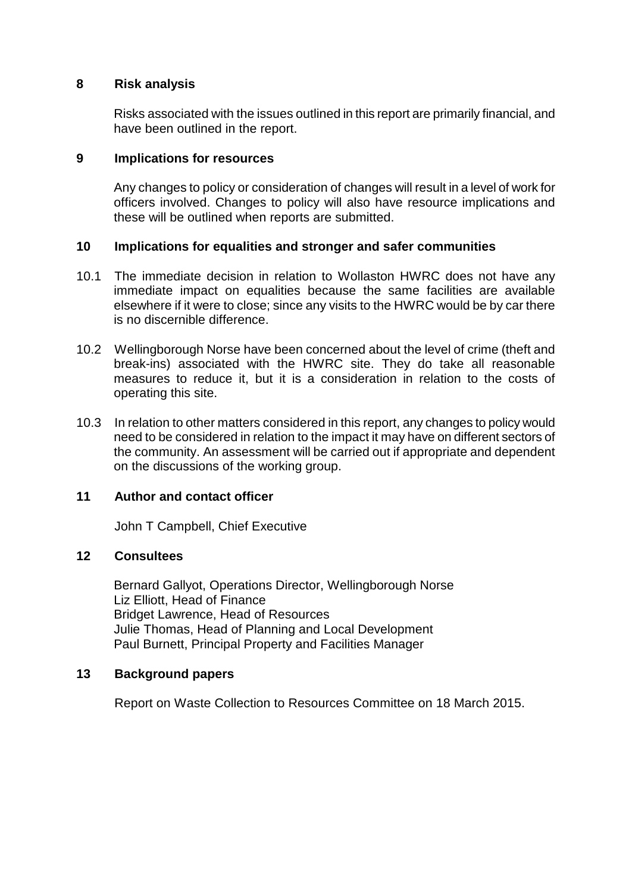## 8 Risk analysis

Risks associated with the issues outlined in this report are primarily financial, and have been outlined in the report.

## 9 Implications for resources

Any changes to policy or consideration of changes will result in a level of work for officers involved. Changes to policy will also have resource implications and these will be outlined when reports are submitted.

## 10 Implications for equalities and stronger and safer communities

10.1 The immediate decision in relation to Wollaston HWRC does not have any immediate impact on equalities because the same facilities are available elsewhere if it were to close; since any visits to the HWRC would be by car there is no discernible difference.

10.2 Wellingborough Norse have been concerned about the level of crime (theft and break-ins) associated with the HWRC site. They do take all reasonable measures to reduce it, but it is a consideration in relation to the costs of operating this site.

10.3 In relation to other matters considered in this report, any changes to policy would need to be considered in relation to the impact it may have on different sectors of the community. An assessment will be carried out if appropriate and dependent on the discussions of the working group.

## 11 Author and contact officer

John T Campbell, Chief Executive

## 12 Consultees

Bernard Gallyot, Operations Director, Wellingborough Norse
Liz Elliott, Head of Finance
Bridget Lawrence, Head of Resources
Julie Thomas, Head of Planning and Local Development
Paul Burnett, Principal Property and Facilities Manager

## 13 Background papers

Report on Waste Collection to Resources Committee on 18 March 2015.